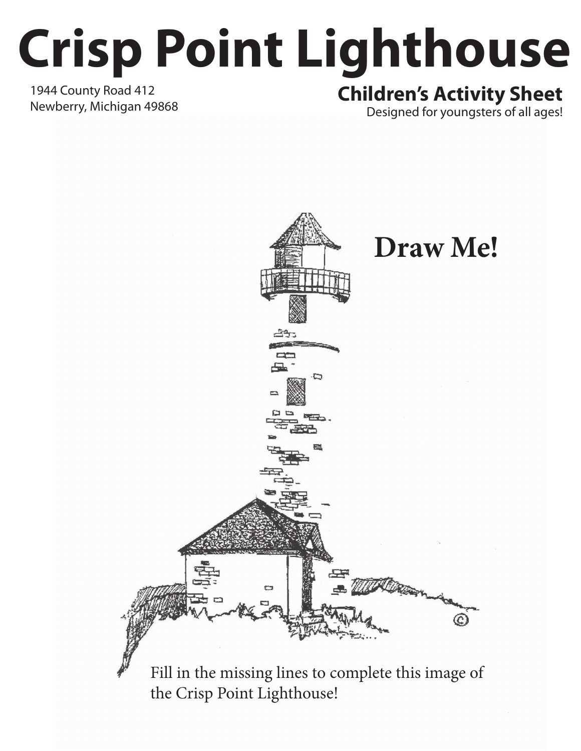# Crisp Point Lighthouse

1944 County Road 412
Newberry, Michigan 49868

## Children's Activity Sheet

Designed for youngsters of all ages!

**Draw Me!**

Fill in the missing lines to complete this image of the Crisp Point Lighthouse!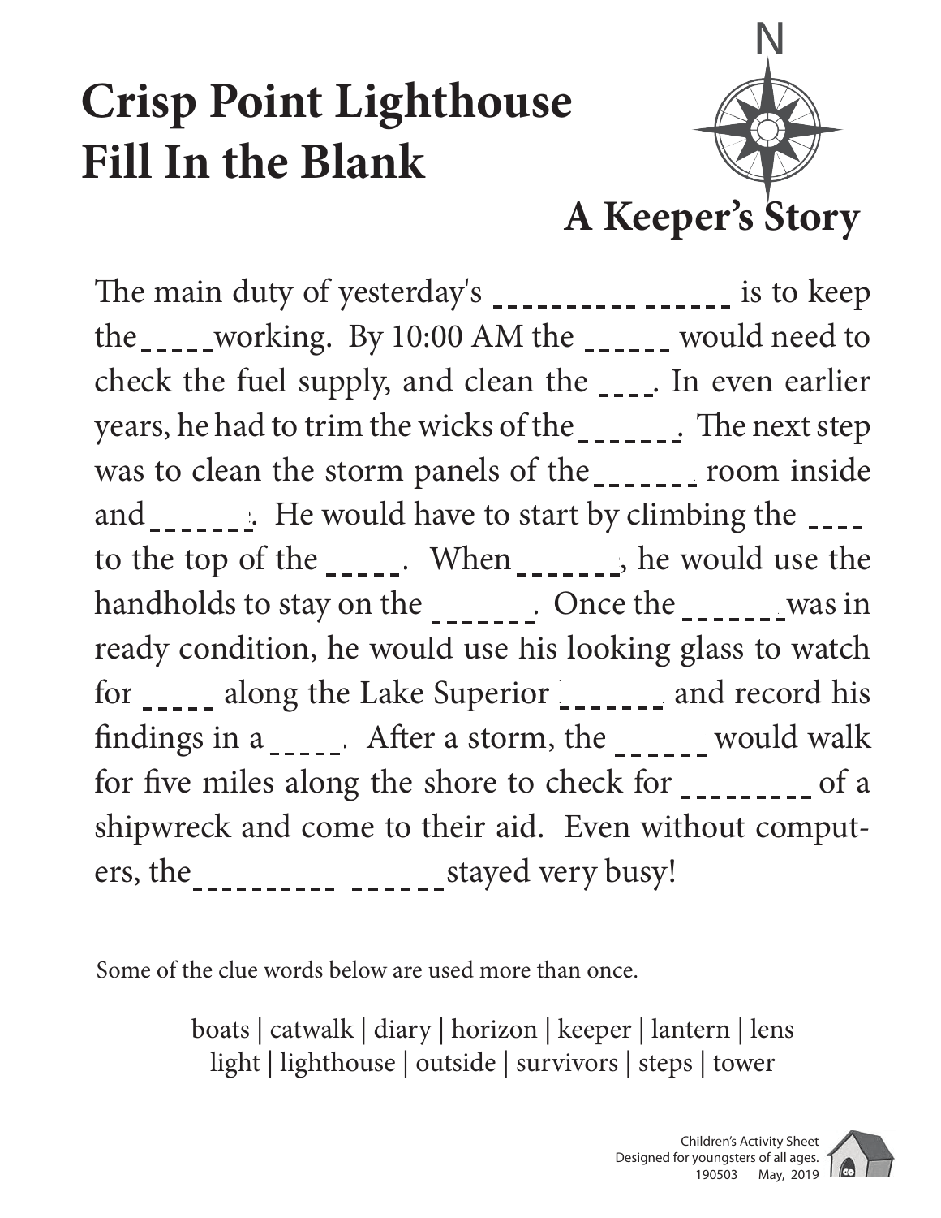# Crisp Point Lighthouse Fill In the Blank

N

## A Keeper's Story

The main duty of yesterday's _________ ______ is to keep the _____ working. By 10:00 AM the ______ would need to check the fuel supply, and clean the ____. In even earlier years, he had to trim the wicks of the _______. The next step was to clean the storm panels of the _______ room inside and _______. He would have to start by climbing the ____ to the top of the _____. When _______, he would use the handholds to stay on the _______. Once the _______ was in ready condition, he would use his looking glass to watch for _____ along the Lake Superior _______ and record his findings in a _____. After a storm, the ______ would walk for five miles along the shore to check for _________ of a shipwreck and come to their aid. Even without computers, the _________ ______ stayed very busy!

Some of the clue words below are used more than once.

boats | catwalk | diary | horizon | keeper | lantern | lens
light | lighthouse | outside | survivors | steps | tower

Children's Activity Sheet
Designed for youngsters of all ages.
190503 May, 2019